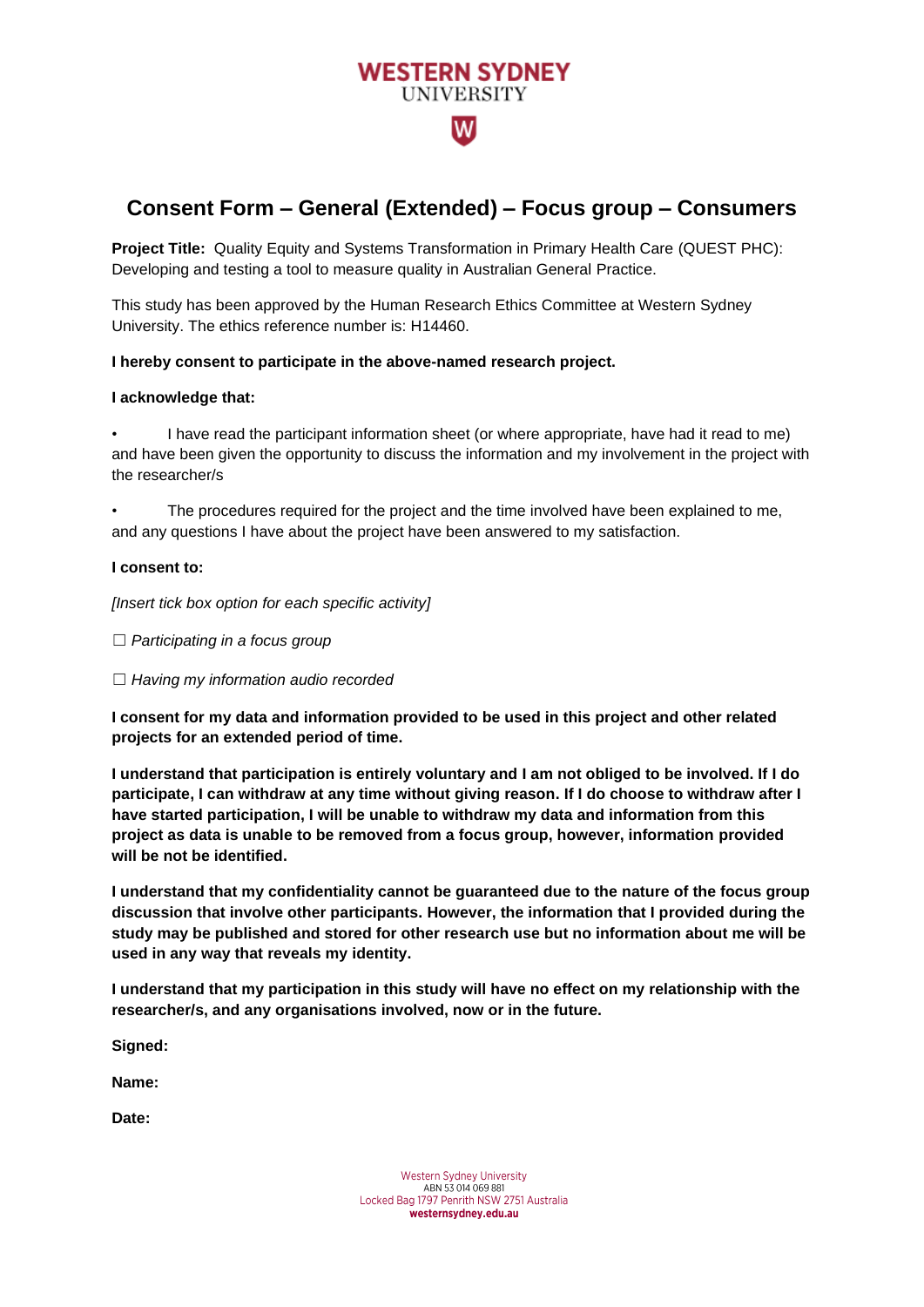WESTERN SYDNEY
UNIVERSITY

# Consent Form – General (Extended) – Focus group – Consumers

**Project Title:** Quality Equity and Systems Transformation in Primary Health Care (QUEST PHC): Developing and testing a tool to measure quality in Australian General Practice.

This study has been approved by the Human Research Ethics Committee at Western Sydney University. The ethics reference number is: H14460.

**I hereby consent to participate in the above-named research project.**

**I acknowledge that:**

- I have read the participant information sheet (or where appropriate, have had it read to me) and have been given the opportunity to discuss the information and my involvement in the project with the researcher/s

- The procedures required for the project and the time involved have been explained to me, and any questions I have about the project have been answered to my satisfaction.

**I consent to:**

*[Insert tick box option for each specific activity]*

☐ *Participating in a focus group*

☐ *Having my information audio recorded*

**I consent for my data and information provided to be used in this project and other related projects for an extended period of time.**

**I understand that participation is entirely voluntary and I am not obliged to be involved. If I do participate, I can withdraw at any time without giving reason. If I do choose to withdraw after I have started participation, I will be unable to withdraw my data and information from this project as data is unable to be removed from a focus group, however, information provided will be not be identified.**

**I understand that my confidentiality cannot be guaranteed due to the nature of the focus group discussion that involve other participants. However, the information that I provided during the study may be published and stored for other research use but no information about me will be used in any way that reveals my identity.**

**I understand that my participation in this study will have no effect on my relationship with the researcher/s, and any organisations involved, now or in the future.**

**Signed:**

**Name:**

**Date:**

Western Sydney University
ABN 53 014 069 881
Locked Bag 1797 Penrith NSW 2751 Australia
**westernsydney.edu.au**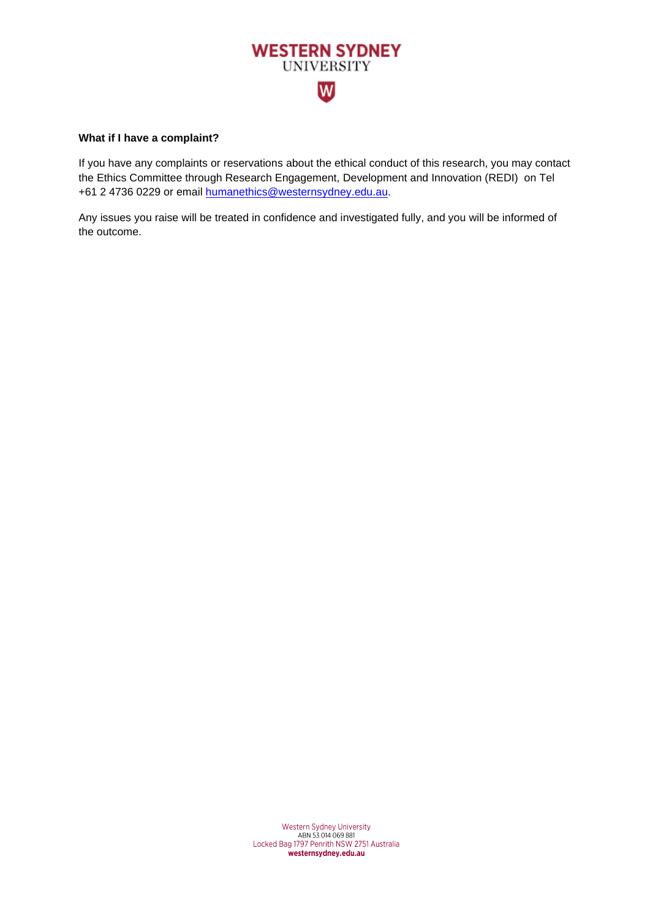**What if I have a complaint?**

If you have any complaints or reservations about the ethical conduct of this research, you may contact the Ethics Committee through Research Engagement, Development and Innovation (REDI) on Tel +61 2 4736 0229 or email humanethics@westernsydney.edu.au.

Any issues you raise will be treated in confidence and investigated fully, and you will be informed of the outcome.